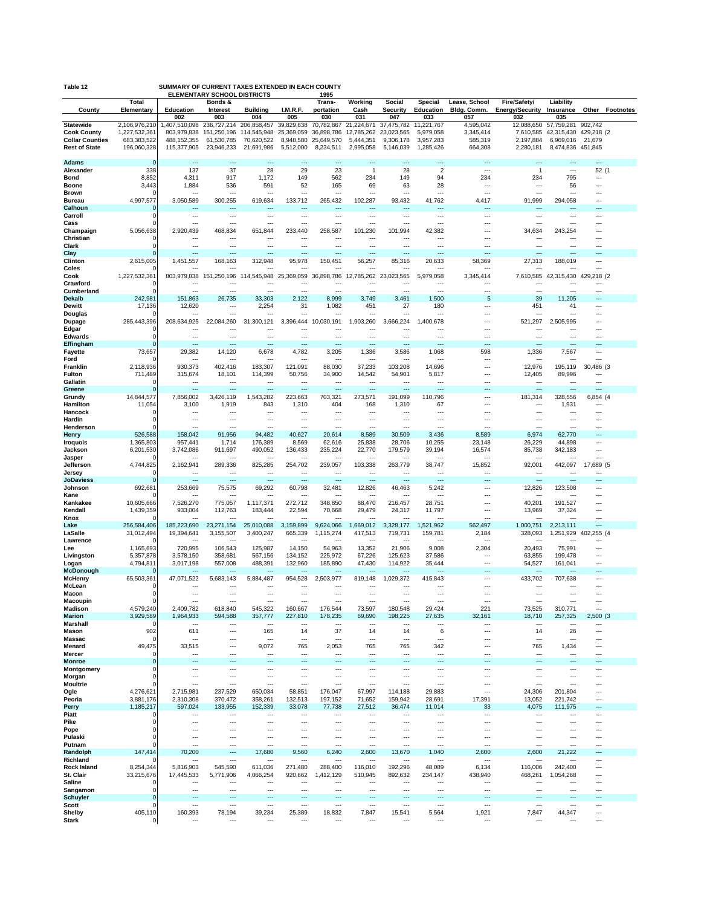**Table 12** SUMMARY OF CURRENT TAXES EXTENDED IN EACH COUNTY ELEMENTARY SCHOOL DISTRICTS 1995

| County | Total Elementary | Education | Bonds & Interest | Building | I.M.R.F. | Trans-portation | Working Cash | Social Security | Special Education | Lease, School Bldg. Comm. | Fire/Safety/ Energy/Security | Liability Insurance | Other | Footnotes |
|---|---|---|---|---|---|---|---|---|---|---|---|---|---|---|
| | | 002 | 003 | 004 | 005 | 030 | 031 | 047 | 033 | 057 | 032 | 035 | | |
| Statewide | 2,106,976,210 | 1,407,510,098 | 236,727,214 | 206,858,457 | 39,829,638 | 70,782,867 | 21,224,671 | 37,475,782 | 11,221,767 | 4,595,042 | 12,088,650 | 57,759,281 | 902,742 | |
| Cook County | 1,227,532,361 | 803,979,838 | 151,250,196 | 114,545,948 | 25,369,059 | 36,898,786 | 12,785,262 | 23,023,565 | 5,979,058 | 3,345,414 | 7,610,585 | 42,315,430 | 429,218 | (2 |
| Collar Counties | 683,383,522 | 488,152,355 | 61,530,785 | 70,620,522 | 8,948,580 | 25,649,570 | 5,444,351 | 9,306,178 | 3,957,283 | 585,319 | 2,197,884 | 6,969,016 | 21,679 | |
| Rest of State | 196,060,328 | 115,377,905 | 23,946,233 | 21,691,986 | 5,512,000 | 8,234,511 | 2,995,058 | 5,146,039 | 1,285,426 | 664,308 | 2,280,181 | 8,474,836 | 451,845 | |
| Adams | 0 | --- | --- | --- | --- | --- | --- | --- | --- | --- | --- | --- | --- | |
| Alexander | 338 | 137 | 37 | 28 | 29 | 23 | 1 | 28 | 2 | --- | 1 | --- | 52 | (1 |
| Bond | 8,852 | 4,311 | 917 | 1,172 | 149 | 562 | 234 | 149 | 94 | 234 | 234 | 795 | --- | |
| Boone | 3,443 | 1,884 | 536 | 591 | 52 | 165 | 69 | 63 | 28 | --- | --- | 56 | --- | |
| Brown | 0 | --- | --- | --- | --- | --- | --- | --- | --- | --- | --- | --- | --- | |
| Bureau | 4,997,577 | 3,050,589 | 300,255 | 619,634 | 133,712 | 265,432 | 102,287 | 93,432 | 41,762 | 4,417 | 91,999 | 294,058 | --- | |
| Calhoun | 0 | --- | --- | --- | --- | --- | --- | --- | --- | --- | --- | --- | --- | |
| Carroll | 0 | --- | --- | --- | --- | --- | --- | --- | --- | --- | --- | --- | --- | |
| Cass | 0 | --- | --- | --- | --- | --- | --- | --- | --- | --- | --- | --- | --- | |
| Champaign | 5,056,638 | 2,920,439 | 468,834 | 651,844 | 233,440 | 258,587 | 101,230 | 101,994 | 42,382 | --- | 34,634 | 243,254 | --- | |
| Christian | 0 | --- | --- | --- | --- | --- | --- | --- | --- | --- | --- | --- | --- | |
| Clark | 0 | --- | --- | --- | --- | --- | --- | --- | --- | --- | --- | --- | --- | |
| Clay | 0 | --- | --- | --- | --- | --- | --- | --- | --- | --- | --- | --- | --- | |
| Clinton | 2,615,005 | 1,451,557 | 168,163 | 312,948 | 95,978 | 150,451 | 56,257 | 85,316 | 20,633 | 58,369 | 27,313 | 188,019 | --- | |
| Coles | 0 | --- | --- | --- | --- | --- | --- | --- | --- | --- | --- | --- | --- | |
| Cook | 1,227,532,361 | 803,979,838 | 151,250,196 | 114,545,948 | 25,369,059 | 36,898,786 | 12,785,262 | 23,023,565 | 5,979,058 | 3,345,414 | 7,610,585 | 42,315,430 | 429,218 | (2 |
| Crawford | 0 | --- | --- | --- | --- | --- | --- | --- | --- | --- | --- | --- | --- | |
| Cumberland | 0 | --- | --- | --- | --- | --- | --- | --- | --- | --- | --- | --- | --- | |
| Dekalb | 242,981 | 151,863 | 26,735 | 33,303 | 2,122 | 8,999 | 3,749 | 3,461 | 1,500 | 5 | 39 | 11,205 | --- | |
| Dewitt | 17,136 | 12,620 | --- | 2,254 | 31 | 1,082 | 451 | 27 | 180 | --- | 451 | 41 | --- | |
| Douglas | 0 | --- | --- | --- | --- | --- | --- | --- | --- | --- | --- | --- | --- | |
| Dupage | 285,443,396 | 208,634,925 | 22,084,260 | 31,300,121 | 3,396,444 | 10,030,191 | 1,903,260 | 3,666,224 | 1,400,678 | --- | 521,297 | 2,505,995 | --- | |
| Edgar | 0 | --- | --- | --- | --- | --- | --- | --- | --- | --- | --- | --- | --- | |
| Edwards | 0 | --- | --- | --- | --- | --- | --- | --- | --- | --- | --- | --- | --- | |
| Effingham | 0 | --- | --- | --- | --- | --- | --- | --- | --- | --- | --- | --- | --- | |
| Fayette | 73,657 | 29,382 | 14,120 | 6,678 | 4,782 | 3,205 | 1,336 | 3,586 | 1,068 | 598 | 1,336 | 7,567 | --- | |
| Ford | 0 | --- | --- | --- | --- | --- | --- | --- | --- | --- | --- | --- | --- | |
| Franklin | 2,118,936 | 930,373 | 402,416 | 183,307 | 121,091 | 88,030 | 37,233 | 103,208 | 14,696 | --- | 12,976 | 195,119 | 30,486 | (3 |
| Fulton | 711,489 | 315,674 | 18,101 | 114,399 | 50,756 | 34,900 | 14,542 | 54,901 | 5,817 | --- | 12,405 | 89,996 | --- | |
| Gallatin | 0 | --- | --- | --- | --- | --- | --- | --- | --- | --- | --- | --- | --- | |
| Greene | 0 | --- | --- | --- | --- | --- | --- | --- | --- | --- | --- | --- | --- | |
| Grundy | 14,844,577 | 7,856,002 | 3,426,119 | 1,543,282 | 223,663 | 703,321 | 273,571 | 191,099 | 110,796 | --- | 181,314 | 328,556 | 6,854 | (4 |
| Hamilton | 11,054 | 3,100 | 1,919 | 843 | 1,310 | 404 | 168 | 1,310 | 67 | --- | --- | 1,931 | --- | |
| Hancock | 0 | --- | --- | --- | --- | --- | --- | --- | --- | --- | --- | --- | --- | |
| Hardin | 0 | --- | --- | --- | --- | --- | --- | --- | --- | --- | --- | --- | --- | |
| Henderson | 0 | --- | --- | --- | --- | --- | --- | --- | --- | --- | --- | --- | --- | |
| Henry | 526,588 | 158,042 | 91,956 | 94,482 | 40,627 | 20,614 | 8,589 | 30,509 | 3,436 | 8,589 | 6,974 | 62,770 | --- | |
| Iroquois | 1,365,803 | 957,441 | 1,714 | 176,389 | 8,569 | 62,616 | 25,838 | 28,706 | 10,255 | 23,148 | 26,229 | 44,898 | --- | |
| Jackson | 6,201,530 | 3,742,086 | 911,697 | 490,052 | 136,433 | 235,224 | 22,770 | 179,579 | 39,194 | 16,574 | 85,738 | 342,183 | --- | |
| Jasper | 0 | --- | --- | --- | --- | --- | --- | --- | --- | --- | --- | --- | --- | |
| Jefferson | 4,744,825 | 2,162,941 | 289,336 | 825,285 | 254,702 | 239,057 | 103,338 | 263,779 | 38,747 | 15,852 | 92,001 | 442,097 | 17,689 | (5 |
| Jersey | 0 | --- | --- | --- | --- | --- | --- | --- | --- | --- | --- | --- | --- | |
| JoDaviess | 0 | --- | --- | --- | --- | --- | --- | --- | --- | --- | --- | --- | --- | |
| Johnson | 692,681 | 253,669 | 75,575 | 69,292 | 60,798 | 32,481 | 12,826 | 46,463 | 5,242 | --- | 12,826 | 123,508 | --- | |
| Kane | 0 | --- | --- | --- | --- | --- | --- | --- | --- | --- | --- | --- | --- | |
| Kankakee | 10,605,666 | 7,526,270 | 775,057 | 1,117,371 | 272,712 | 348,850 | 88,470 | 216,457 | 28,751 | --- | 40,201 | 191,527 | --- | |
| Kendall | 1,439,359 | 933,004 | 112,763 | 183,444 | 22,594 | 70,668 | 29,479 | 24,317 | 11,797 | --- | 13,969 | 37,324 | --- | |
| Knox | 0 | --- | --- | --- | --- | --- | --- | --- | --- | --- | --- | --- | --- | |
| Lake | 256,584,406 | 185,223,690 | 23,271,154 | 25,010,088 | 3,159,899 | 9,624,066 | 1,669,012 | 3,328,177 | 1,521,962 | 562,497 | 1,000,751 | 2,213,111 | --- | |
| LaSalle | 31,012,494 | 19,394,641 | 3,155,507 | 3,400,247 | 665,339 | 1,115,274 | 417,513 | 719,731 | 159,781 | 2,184 | 328,093 | 1,251,929 | 402,255 | (4 |
| Lawrence | 0 | --- | --- | --- | --- | --- | --- | --- | --- | --- | --- | --- | --- | |
| Lee | 1,165,693 | 720,995 | 106,543 | 125,987 | 14,150 | 54,963 | 13,352 | 21,906 | 9,008 | 2,304 | 20,493 | 75,991 | --- | |
| Livingston | 5,357,878 | 3,578,150 | 358,681 | 567,156 | 134,152 | 225,972 | 67,226 | 125,623 | 37,586 | --- | 63,855 | 199,478 | --- | |
| Logan | 4,794,811 | 3,017,198 | 557,008 | 488,391 | 132,960 | 185,890 | 47,430 | 114,922 | 35,444 | --- | 54,527 | 161,041 | --- | |
| McDonough | 0 | --- | --- | --- | --- | --- | --- | --- | --- | --- | --- | --- | --- | |
| McHenry | 65,503,361 | 47,071,522 | 5,683,143 | 5,884,487 | 954,528 | 2,503,977 | 819,148 | 1,029,372 | 415,843 | --- | 433,702 | 707,638 | --- | |
| McLean | 0 | --- | --- | --- | --- | --- | --- | --- | --- | --- | --- | --- | --- | |
| Macon | 0 | --- | --- | --- | --- | --- | --- | --- | --- | --- | --- | --- | --- | |
| Macoupin | 0 | --- | --- | --- | --- | --- | --- | --- | --- | --- | --- | --- | --- | |
| Madison | 4,579,240 | 2,409,782 | 618,840 | 545,322 | 160,667 | 176,544 | 73,597 | 180,548 | 29,424 | 221 | 73,525 | 310,771 | --- | |
| Marion | 3,929,589 | 1,964,933 | 594,588 | 357,777 | 227,810 | 178,235 | 69,690 | 198,225 | 27,635 | 32,161 | 18,710 | 257,325 | 2,500 | (3 |
| Marshall | 0 | --- | --- | --- | --- | --- | --- | --- | --- | --- | --- | --- | --- | |
| Mason | 902 | 611 | --- | 165 | 14 | 37 | 14 | 14 | 6 | --- | 14 | 26 | --- | |
| Massac | 0 | --- | --- | --- | --- | --- | --- | --- | --- | --- | --- | --- | --- | |
| Menard | 49,475 | 33,515 | --- | 9,072 | 765 | 2,053 | 765 | 765 | 342 | --- | 765 | 1,434 | --- | |
| Mercer | 0 | --- | --- | --- | --- | --- | --- | --- | --- | --- | --- | --- | --- | |
| Monroe | 0 | --- | --- | --- | --- | --- | --- | --- | --- | --- | --- | --- | --- | |
| Montgomery | 0 | --- | --- | --- | --- | --- | --- | --- | --- | --- | --- | --- | --- | |
| Morgan | 0 | --- | --- | --- | --- | --- | --- | --- | --- | --- | --- | --- | --- | |
| Moultrie | 0 | --- | --- | --- | --- | --- | --- | --- | --- | --- | --- | --- | --- | |
| Ogle | 4,276,621 | 2,715,981 | 237,529 | 650,034 | 58,851 | 176,047 | 67,997 | 114,188 | 29,883 | --- | 24,306 | 201,804 | --- | |
| Peoria | 3,881,176 | 2,310,308 | 370,472 | 358,261 | 132,513 | 197,152 | 71,652 | 159,942 | 28,691 | 17,391 | 13,052 | 221,742 | --- | |
| Perry | 1,185,217 | 597,024 | 133,955 | 152,339 | 33,078 | 77,738 | 27,512 | 36,474 | 11,014 | 33 | 4,075 | 111,975 | --- | |
| Piatt | 0 | --- | --- | --- | --- | --- | --- | --- | --- | --- | --- | --- | --- | |
| Pike | 0 | --- | --- | --- | --- | --- | --- | --- | --- | --- | --- | --- | --- | |
| Pope | 0 | --- | --- | --- | --- | --- | --- | --- | --- | --- | --- | --- | --- | |
| Pulaski | 0 | --- | --- | --- | --- | --- | --- | --- | --- | --- | --- | --- | --- | |
| Putnam | 0 | --- | --- | --- | --- | --- | --- | --- | --- | --- | --- | --- | --- | |
| Randolph | 147,414 | 70,200 | --- | 17,680 | 9,560 | 6,240 | 2,600 | 13,670 | 1,040 | 2,600 | 2,600 | 21,222 | --- | |
| Richland | 0 | --- | --- | --- | --- | --- | --- | --- | --- | --- | --- | --- | --- | |
| Rock Island | 8,254,344 | 5,816,903 | 545,590 | 611,036 | 271,480 | 288,400 | 116,010 | 192,296 | 48,089 | 6,134 | 116,006 | 242,400 | --- | |
| St. Clair | 33,215,676 | 17,445,533 | 5,771,906 | 4,066,254 | 920,662 | 1,412,129 | 510,945 | 892,632 | 234,147 | 438,940 | 468,261 | 1,054,268 | --- | |
| Saline | 0 | --- | --- | --- | --- | --- | --- | --- | --- | --- | --- | --- | --- | |
| Sangamon | 0 | --- | --- | --- | --- | --- | --- | --- | --- | --- | --- | --- | --- | |
| Schuyler | 0 | --- | --- | --- | --- | --- | --- | --- | --- | --- | --- | --- | --- | |
| Scott | 0 | --- | --- | --- | --- | --- | --- | --- | --- | --- | --- | --- | --- | |
| Shelby | 405,110 | 160,393 | 78,194 | 39,234 | 25,389 | 18,832 | 7,847 | 15,541 | 5,564 | 1,921 | 7,847 | 44,347 | --- | |
| Stark | 0 | --- | --- | --- | --- | --- | --- | --- | --- | --- | --- | --- | --- | |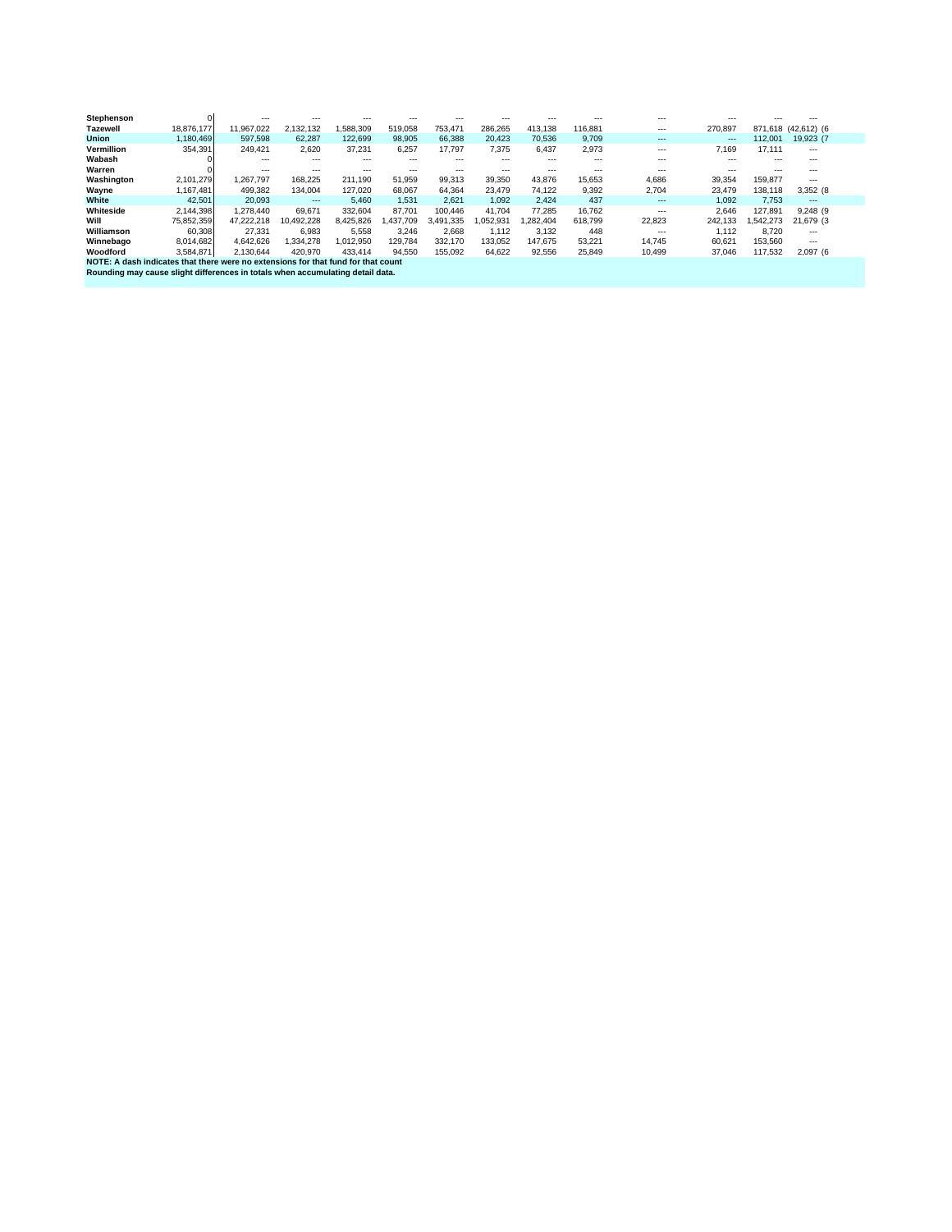| | | | | | | | | | | | | | |
|---|---|---|---|---|---|---|---|---|---|---|---|---|---|
| **Stephenson** | 0 | --- | --- | --- | --- | --- | --- | --- | --- | --- | --- | --- | --- |
| **Tazewell** | 18,876,177 | 11,967,022 | 2,132,132 | 1,588,309 | 519,058 | 753,471 | 286,265 | 413,138 | 116,881 | --- | 270,897 | 871,618 | (42,612) (6 |
| **Union** | 1,180,469 | 597,598 | 62,287 | 122,699 | 98,905 | 66,388 | 20,423 | 70,536 | 9,709 | --- | --- | 112,001 | 19,923 (7 |
| **Vermillion** | 354,391 | 249,421 | 2,620 | 37,231 | 6,257 | 17,797 | 7,375 | 6,437 | 2,973 | --- | 7,169 | 17,111 | --- |
| **Wabash** | 0 | --- | --- | --- | --- | --- | --- | --- | --- | --- | --- | --- | --- |
| **Warren** | 0 | --- | --- | --- | --- | --- | --- | --- | --- | --- | --- | --- | --- |
| **Washington** | 2,101,279 | 1,267,797 | 168,225 | 211,190 | 51,959 | 99,313 | 39,350 | 43,876 | 15,653 | 4,686 | 39,354 | 159,877 | --- |
| **Wayne** | 1,167,481 | 499,382 | 134,004 | 127,020 | 68,067 | 64,364 | 23,479 | 74,122 | 9,392 | 2,704 | 23,479 | 138,118 | 3,352 (8 |
| **White** | 42,501 | 20,093 | --- | 5,460 | 1,531 | 2,621 | 1,092 | 2,424 | 437 | --- | 1,092 | 7,753 | --- |
| **Whiteside** | 2,144,398 | 1,278,440 | 69,671 | 332,604 | 87,701 | 100,446 | 41,704 | 77,285 | 16,762 | --- | 2,646 | 127,891 | 9,248 (9 |
| **Will** | 75,852,359 | 47,222,218 | 10,492,228 | 8,425,826 | 1,437,709 | 3,491,335 | 1,052,931 | 1,282,404 | 618,799 | 22,823 | 242,133 | 1,542,273 | 21,679 (3 |
| **Williamson** | 60,308 | 27,331 | 6,983 | 5,558 | 3,246 | 2,668 | 1,112 | 3,132 | 448 | --- | 1,112 | 8,720 | --- |
| **Winnebago** | 8,014,682 | 4,642,626 | 1,334,278 | 1,012,950 | 129,784 | 332,170 | 133,052 | 147,675 | 53,221 | 14,745 | 60,621 | 153,560 | --- |
| **Woodford** | 3,584,871 | 2,130,644 | 420,970 | 433,414 | 94,550 | 155,092 | 64,622 | 92,556 | 25,849 | 10,499 | 37,046 | 117,532 | 2,097 (6 |

**NOTE: A dash indicates that there were no extensions for that fund for that count**

**Rounding may cause slight differences in totals when accumulating detail data.**